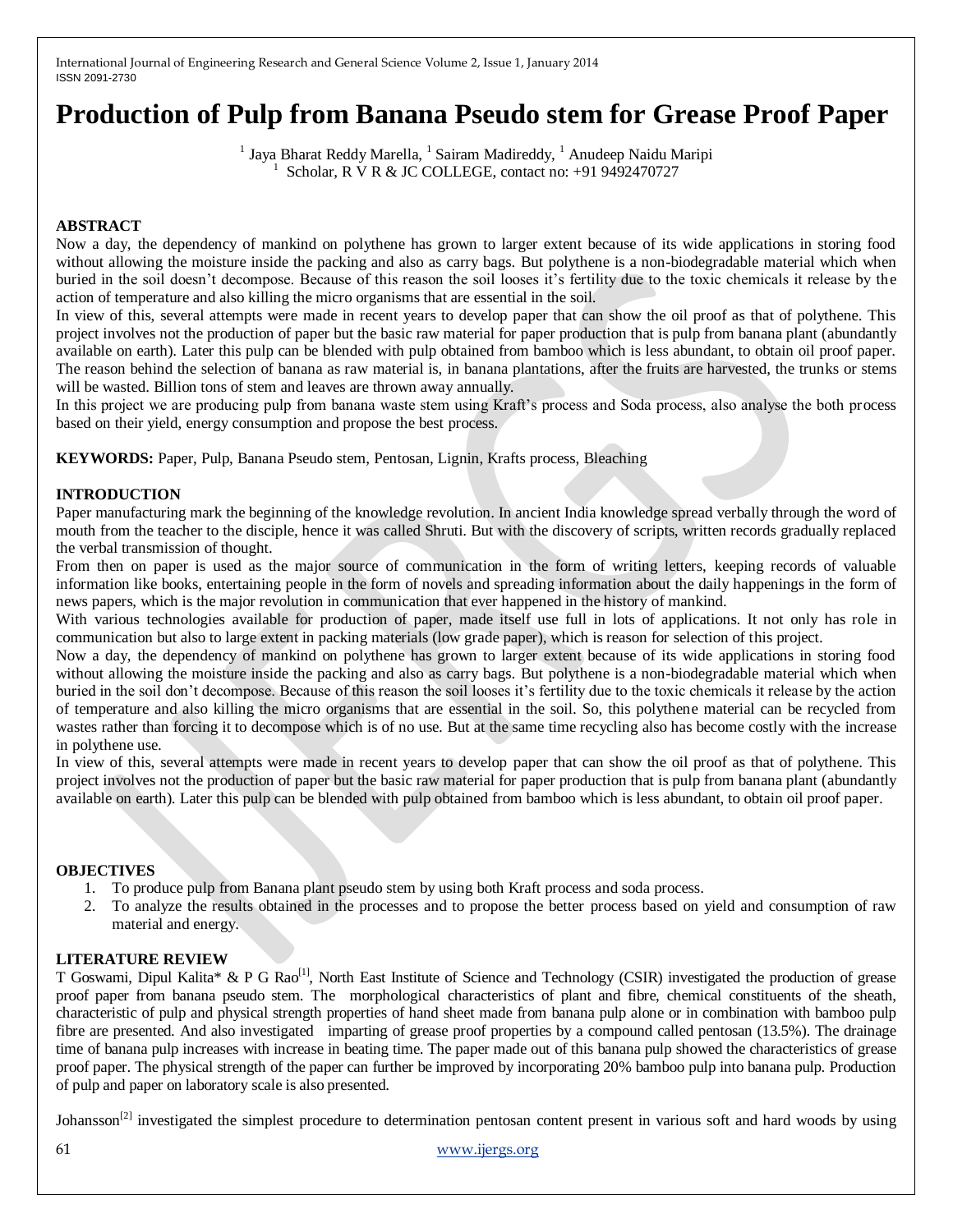# Production of Pulp from Banana Pseudo stem for Grease Proof Paper

[1] Jaya Bharat Reddy Marella, [1] Sairam Madireddy, [1] Anudeep Naidu Maripi

[1] Scholar, R V R & JC COLLEGE, contact no: +91 9492470727

## ABSTRACT

Now a day, the dependency of mankind on polythene has grown to larger extent because of its wide applications in storing food without allowing the moisture inside the packing and also as carry bags. But polythene is a non-biodegradable material which when buried in the soil doesn't decompose. Because of this reason the soil looses it's fertility due to the toxic chemicals it release by the action of temperature and also killing the micro organisms that are essential in the soil.

In view of this, several attempts were made in recent years to develop paper that can show the oil proof as that of polythene. This project involves not the production of paper but the basic raw material for paper production that is pulp from banana plant (abundantly available on earth). Later this pulp can be blended with pulp obtained from bamboo which is less abundant, to obtain oil proof paper. The reason behind the selection of banana as raw material is, in banana plantations, after the fruits are harvested, the trunks or stems will be wasted. Billion tons of stem and leaves are thrown away annually.

In this project we are producing pulp from banana waste stem using Kraft's process and Soda process, also analyse the both process based on their yield, energy consumption and propose the best process.

**KEYWORDS:** Paper, Pulp, Banana Pseudo stem, Pentosan, Lignin, Krafts process, Bleaching

## INTRODUCTION

Paper manufacturing mark the beginning of the knowledge revolution. In ancient India knowledge spread verbally through the word of mouth from the teacher to the disciple, hence it was called Shruti. But with the discovery of scripts, written records gradually replaced the verbal transmission of thought.

From then on paper is used as the major source of communication in the form of writing letters, keeping records of valuable information like books, entertaining people in the form of novels and spreading information about the daily happenings in the form of news papers, which is the major revolution in communication that ever happened in the history of mankind.

With various technologies available for production of paper, made itself use full in lots of applications. It not only has role in communication but also to large extent in packing materials (low grade paper), which is reason for selection of this project.

Now a day, the dependency of mankind on polythene has grown to larger extent because of its wide applications in storing food without allowing the moisture inside the packing and also as carry bags. But polythene is a non-biodegradable material which when buried in the soil don't decompose. Because of this reason the soil looses it's fertility due to the toxic chemicals it release by the action of temperature and also killing the micro organisms that are essential in the soil. So, this polythene material can be recycled from wastes rather than forcing it to decompose which is of no use. But at the same time recycling also has become costly with the increase in polythene use.

In view of this, several attempts were made in recent years to develop paper that can show the oil proof as that of polythene. This project involves not the production of paper but the basic raw material for paper production that is pulp from banana plant (abundantly available on earth). Later this pulp can be blended with pulp obtained from bamboo which is less abundant, to obtain oil proof paper.

## OBJECTIVES

1. To produce pulp from Banana plant pseudo stem by using both Kraft process and soda process.
2. To analyze the results obtained in the processes and to propose the better process based on yield and consumption of raw material and energy.

## LITERATURE REVIEW

T Goswami, Dipul Kalita* & P G Rao[1], North East Institute of Science and Technology (CSIR) investigated the production of grease proof paper from banana pseudo stem. The morphological characteristics of plant and fibre, chemical constituents of the sheath, characteristic of pulp and physical strength properties of hand sheet made from banana pulp alone or in combination with bamboo pulp fibre are presented. And also investigated imparting of grease proof properties by a compound called pentosan (13.5%). The drainage time of banana pulp increases with increase in beating time. The paper made out of this banana pulp showed the characteristics of grease proof paper. The physical strength of the paper can further be improved by incorporating 20% bamboo pulp into banana pulp. Production of pulp and paper on laboratory scale is also presented.

Johansson[2] investigated the simplest procedure to determination pentosan content present in various soft and hard woods by using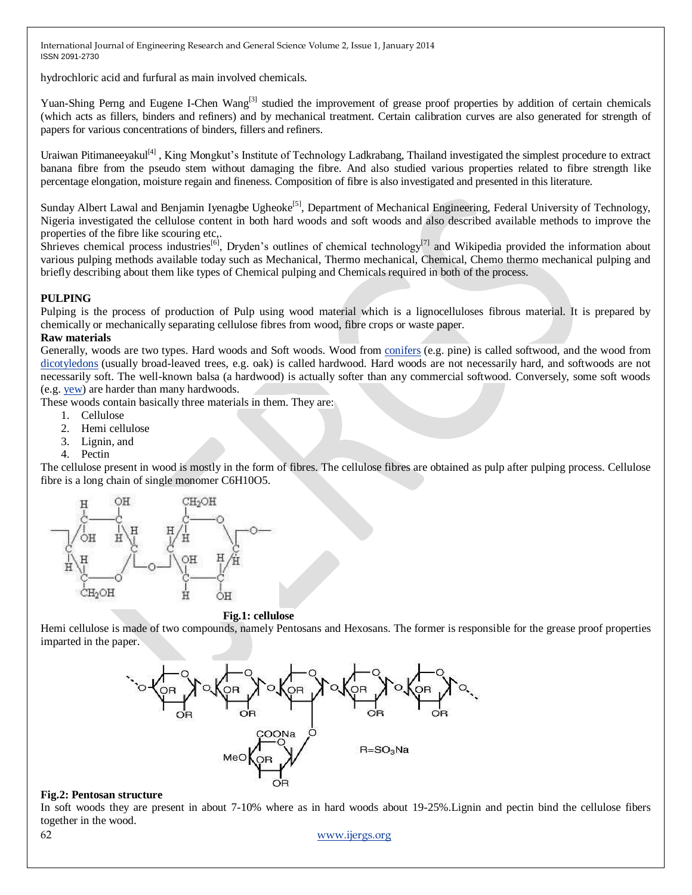hydrochloric acid and furfural as main involved chemicals.

Yuan-Shing Perng and Eugene I-Chen Wang[3] studied the improvement of grease proof properties by addition of certain chemicals (which acts as fillers, binders and refiners) and by mechanical treatment. Certain calibration curves are also generated for strength of papers for various concentrations of binders, fillers and refiners.

Uraiwan Pitimaneeyakul[4] , King Mongkut's Institute of Technology Ladkrabang, Thailand investigated the simplest procedure to extract banana fibre from the pseudo stem without damaging the fibre. And also studied various properties related to fibre strength like percentage elongation, moisture regain and fineness. Composition of fibre is also investigated and presented in this literature.

Sunday Albert Lawal and Benjamin Iyenagbe Ugheoke[5], Department of Mechanical Engineering, Federal University of Technology, Nigeria investigated the cellulose content in both hard woods and soft woods and also described available methods to improve the properties of the fibre like scouring etc,.

Shrieves chemical process industries[6], Dryden's outlines of chemical technology[7] and Wikipedia provided the information about various pulping methods available today such as Mechanical, Thermo mechanical, Chemical, Chemo thermo mechanical pulping and briefly describing about them like types of Chemical pulping and Chemicals required in both of the process.

## PULPING

Pulping is the process of production of Pulp using wood material which is a lignocelluloses fibrous material. It is prepared by chemically or mechanically separating cellulose fibres from wood, fibre crops or waste paper.

### Raw materials

Generally, woods are two types. Hard woods and Soft woods. Wood from conifers (e.g. pine) is called softwood, and the wood from dicotyledons (usually broad-leaved trees, e.g. oak) is called hardwood. Hard woods are not necessarily hard, and softwoods are not necessarily soft. The well-known balsa (a hardwood) is actually softer than any commercial softwood. Conversely, some soft woods (e.g. yew) are harder than many hardwoods.

These woods contain basically three materials in them. They are:

1. Cellulose
2. Hemi cellulose
3. Lignin, and
4. Pectin

The cellulose present in wood is mostly in the form of fibres. The cellulose fibres are obtained as pulp after pulping process. Cellulose fibre is a long chain of single monomer $C_6H_{10}O_5$.

**Fig.1: cellulose**

Hemi cellulose is made of two compounds, namely Pentosans and Hexosans. The former is responsible for the grease proof properties imparted in the paper.

**Fig.2: Pentosan structure**

In soft woods they are present in about 7-10% where as in hard woods about 19-25%.Lignin and pectin bind the cellulose fibers together in the wood.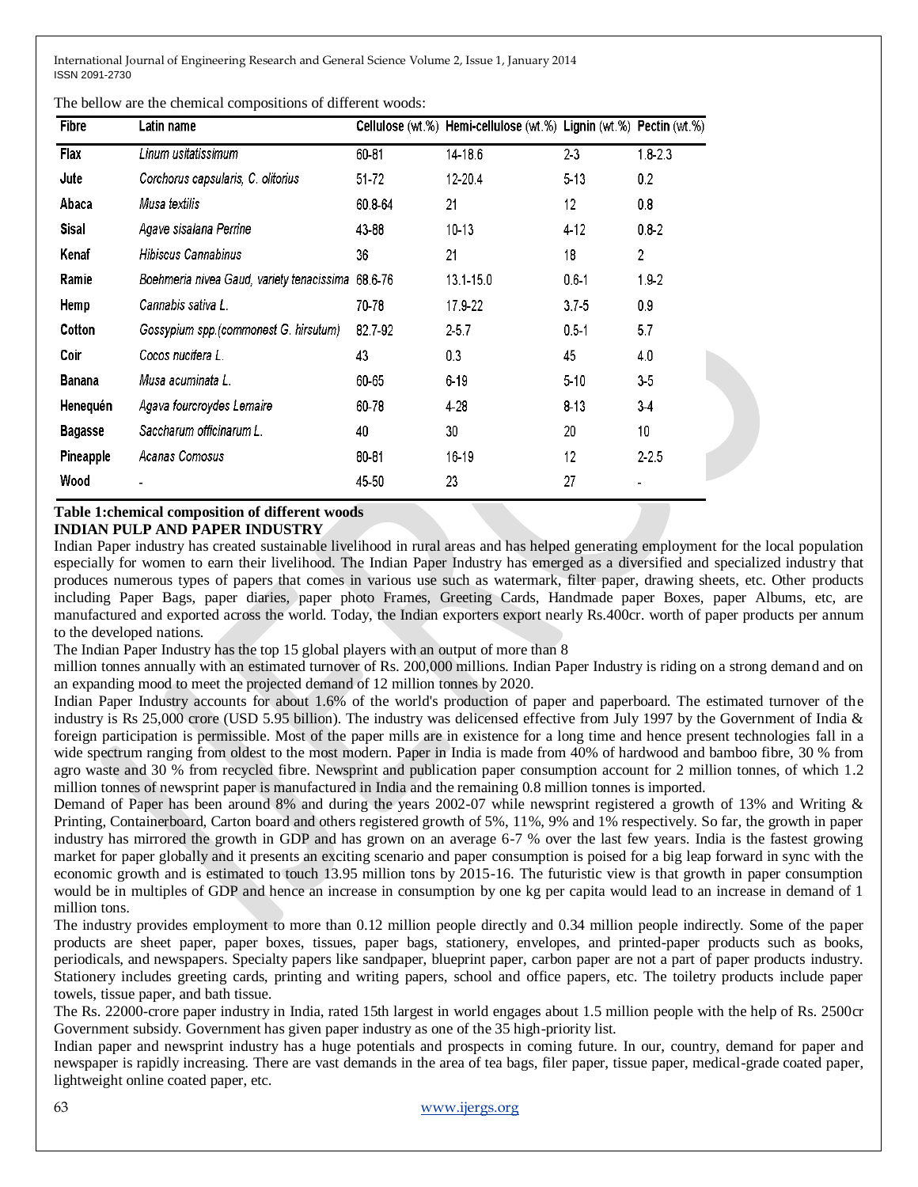The bellow are the chemical compositions of different woods:

| Fibre | Latin name | Cellulose (wt.%) | Hemi-cellulose (wt.%) | Lignin (wt.%) | Pectin (wt.%) |
|---|---|---|---|---|---|
| Flax | *Linum usitatissimum* | 60-81 | 14-18.6 | 2-3 | 1.8-2.3 |
| Jute | *Corchorus capsularis, C. olitorius* | 51-72 | 12-20.4 | 5-13 | 0.2 |
| Abaca | *Musa textilis* | 60.8-64 | 21 | 12 | 0.8 |
| Sisal | *Agave sisalana Perrine* | 43-88 | 10-13 | 4-12 | 0.8-2 |
| Kenaf | *Hibiscus Cannabinus* | 36 | 21 | 18 | 2 |
| Ramie | *Boehmeria nivea Gaud, variety tenacissima* | 68.6-76 | 13.1-15.0 | 0.6-1 | 1.9-2 |
| Hemp | *Cannabis sativa L.* | 70-78 | 17.9-22 | 3.7-5 | 0.9 |
| Cotton | *Gossypium spp.(commonest G. hirsutum)* | 82.7-92 | 2-5.7 | 0.5-1 | 5.7 |
| Coir | *Cocos nucifera L.* | 43 | 0.3 | 45 | 4.0 |
| Banana | *Musa acuminata L.* | 60-65 | 6-19 | 5-10 | 3-5 |
| Henequén | *Agava fourcroydes Lemaire* | 60-78 | 4-28 | 8-13 | 3-4 |
| Bagasse | *Saccharum officinarum L.* | 40 | 30 | 20 | 10 |
| Pineapple | *Acanas Comosus* | 80-81 | 16-19 | 12 | 2-2.5 |
| Wood | - | 45-50 | 23 | 27 | - |

**Table 1:chemical composition of different woods**

**INDIAN PULP AND PAPER INDUSTRY**

Indian Paper industry has created sustainable livelihood in rural areas and has helped generating employment for the local population especially for women to earn their livelihood. The Indian Paper Industry has emerged as a diversified and specialized industry that produces numerous types of papers that comes in various use such as watermark, filter paper, drawing sheets, etc. Other products including Paper Bags, paper diaries, paper photo Frames, Greeting Cards, Handmade paper Boxes, paper Albums, etc, are manufactured and exported across the world. Today, the Indian exporters export nearly Rs.400cr. worth of paper products per annum to the developed nations.

The Indian Paper Industry has the top 15 global players with an output of more than 8 million tonnes annually with an estimated turnover of Rs. 200,000 millions. Indian Paper Industry is riding on a strong demand and on an expanding mood to meet the projected demand of 12 million tonnes by 2020.

Indian Paper Industry accounts for about 1.6% of the world's production of paper and paperboard. The estimated turnover of the industry is Rs 25,000 crore (USD 5.95 billion). The industry was delicensed effective from July 1997 by the Government of India & foreign participation is permissible. Most of the paper mills are in existence for a long time and hence present technologies fall in a wide spectrum ranging from oldest to the most modern. Paper in India is made from 40% of hardwood and bamboo fibre, 30 % from agro waste and 30 % from recycled fibre. Newsprint and publication paper consumption account for 2 million tonnes, of which 1.2 million tonnes of newsprint paper is manufactured in India and the remaining 0.8 million tonnes is imported.

Demand of Paper has been around 8% and during the years 2002-07 while newsprint registered a growth of 13% and Writing & Printing, Containerboard, Carton board and others registered growth of 5%, 11%, 9% and 1% respectively. So far, the growth in paper industry has mirrored the growth in GDP and has grown on an average 6-7 % over the last few years. India is the fastest growing market for paper globally and it presents an exciting scenario and paper consumption is poised for a big leap forward in sync with the economic growth and is estimated to touch 13.95 million tons by 2015-16. The futuristic view is that growth in paper consumption would be in multiples of GDP and hence an increase in consumption by one kg per capita would lead to an increase in demand of 1 million tons.

The industry provides employment to more than 0.12 million people directly and 0.34 million people indirectly. Some of the paper products are sheet paper, paper boxes, tissues, paper bags, stationery, envelopes, and printed-paper products such as books, periodicals, and newspapers. Specialty papers like sandpaper, blueprint paper, carbon paper are not a part of paper products industry. Stationery includes greeting cards, printing and writing papers, school and office papers, etc. The toiletry products include paper towels, tissue paper, and bath tissue.

The Rs. 22000-crore paper industry in India, rated 15th largest in world engages about 1.5 million people with the help of Rs. 2500cr Government subsidy. Government has given paper industry as one of the 35 high-priority list.

Indian paper and newsprint industry has a huge potentials and prospects in coming future. In our, country, demand for paper and newspaper is rapidly increasing. There are vast demands in the area of tea bags, filer paper, tissue paper, medical-grade coated paper, lightweight online coated paper, etc.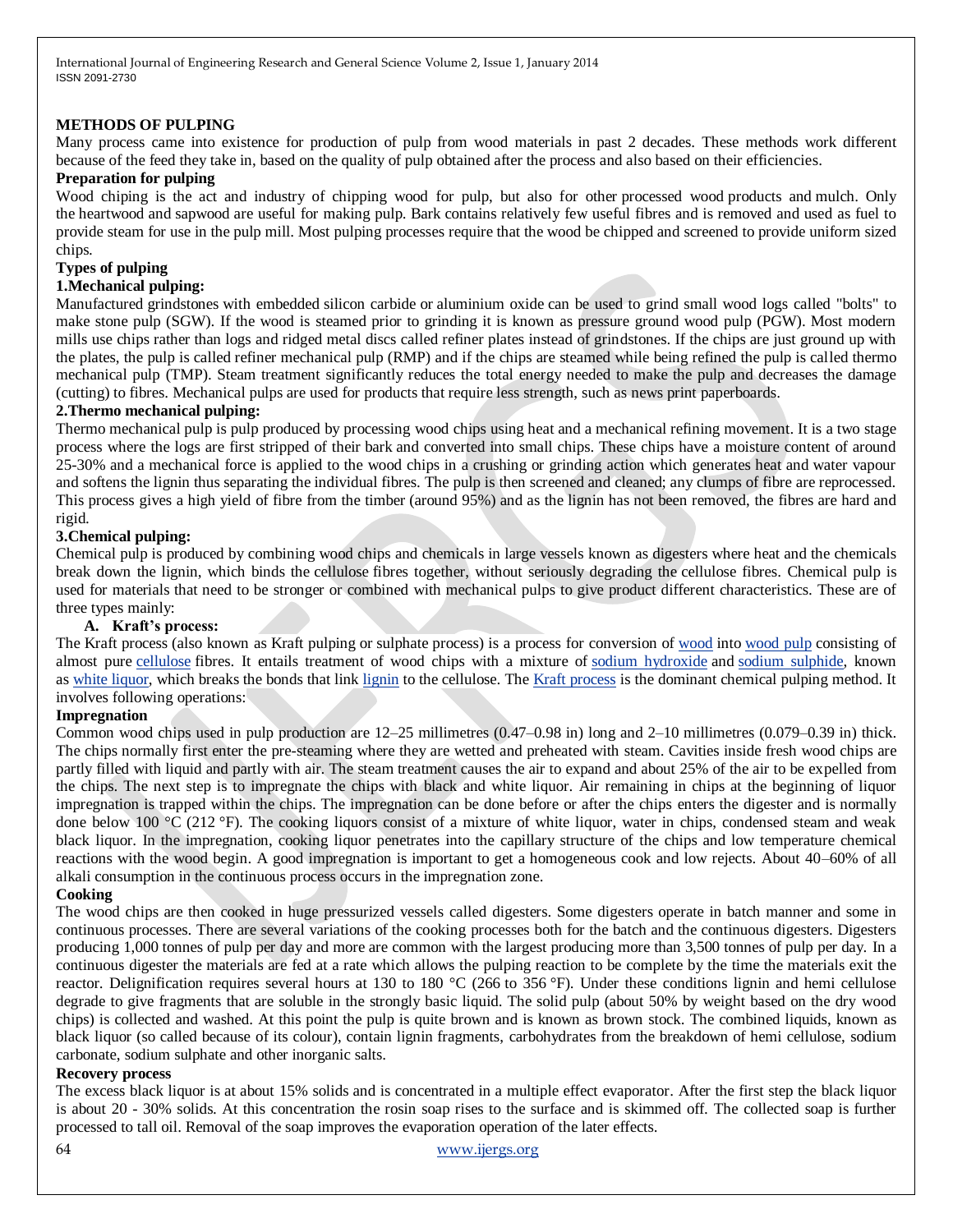## METHODS OF PULPING

Many process came into existence for production of pulp from wood materials in past 2 decades. These methods work different because of the feed they take in, based on the quality of pulp obtained after the process and also based on their efficiencies.

### Preparation for pulping

Wood chiping is the act and industry of chipping wood for pulp, but also for other processed wood products and mulch. Only the heartwood and sapwood are useful for making pulp. Bark contains relatively few useful fibres and is removed and used as fuel to provide steam for use in the pulp mill. Most pulping processes require that the wood be chipped and screened to provide uniform sized chips.

### Types of pulping

#### 1.Mechanical pulping:

Manufactured grindstones with embedded silicon carbide or aluminium oxide can be used to grind small wood logs called "bolts" to make stone pulp (SGW). If the wood is steamed prior to grinding it is known as pressure ground wood pulp (PGW). Most modern mills use chips rather than logs and ridged metal discs called refiner plates instead of grindstones. If the chips are just ground up with the plates, the pulp is called refiner mechanical pulp (RMP) and if the chips are steamed while being refined the pulp is called thermo mechanical pulp (TMP). Steam treatment significantly reduces the total energy needed to make the pulp and decreases the damage (cutting) to fibres. Mechanical pulps are used for products that require less strength, such as news print paperboards.

#### 2.Thermo mechanical pulping:

Thermo mechanical pulp is pulp produced by processing wood chips using heat and a mechanical refining movement. It is a two stage process where the logs are first stripped of their bark and converted into small chips. These chips have a moisture content of around 25-30% and a mechanical force is applied to the wood chips in a crushing or grinding action which generates heat and water vapour and softens the lignin thus separating the individual fibres. The pulp is then screened and cleaned; any clumps of fibre are reprocessed. This process gives a high yield of fibre from the timber (around 95%) and as the lignin has not been removed, the fibres are hard and rigid.

#### 3.Chemical pulping:

Chemical pulp is produced by combining wood chips and chemicals in large vessels known as digesters where heat and the chemicals break down the lignin, which binds the cellulose fibres together, without seriously degrading the cellulose fibres. Chemical pulp is used for materials that need to be stronger or combined with mechanical pulps to give product different characteristics. These are of three types mainly:

**A. Kraft's process:**

The Kraft process (also known as Kraft pulping or sulphate process) is a process for conversion of wood into wood pulp consisting of almost pure cellulose fibres. It entails treatment of wood chips with a mixture of sodium hydroxide and sodium sulphide, known as white liquor, which breaks the bonds that link lignin to the cellulose. The Kraft process is the dominant chemical pulping method. It involves following operations:

**Impregnation**

Common wood chips used in pulp production are 12–25 millimetres (0.47–0.98 in) long and 2–10 millimetres (0.079–0.39 in) thick. The chips normally first enter the pre-steaming where they are wetted and preheated with steam. Cavities inside fresh wood chips are partly filled with liquid and partly with air. The steam treatment causes the air to expand and about 25% of the air to be expelled from the chips. The next step is to impregnate the chips with black and white liquor. Air remaining in chips at the beginning of liquor impregnation is trapped within the chips. The impregnation can be done before or after the chips enters the digester and is normally done below 100 °C (212 °F). The cooking liquors consist of a mixture of white liquor, water in chips, condensed steam and weak black liquor. In the impregnation, cooking liquor penetrates into the capillary structure of the chips and low temperature chemical reactions with the wood begin. A good impregnation is important to get a homogeneous cook and low rejects. About 40–60% of all alkali consumption in the continuous process occurs in the impregnation zone.

**Cooking**

The wood chips are then cooked in huge pressurized vessels called digesters. Some digesters operate in batch manner and some in continuous processes. There are several variations of the cooking processes both for the batch and the continuous digesters. Digesters producing 1,000 tonnes of pulp per day and more are common with the largest producing more than 3,500 tonnes of pulp per day. In a continuous digester the materials are fed at a rate which allows the pulping reaction to be complete by the time the materials exit the reactor. Delignification requires several hours at 130 to 180 °C (266 to 356 °F). Under these conditions lignin and hemi cellulose degrade to give fragments that are soluble in the strongly basic liquid. The solid pulp (about 50% by weight based on the dry wood chips) is collected and washed. At this point the pulp is quite brown and is known as brown stock. The combined liquids, known as black liquor (so called because of its colour), contain lignin fragments, carbohydrates from the breakdown of hemi cellulose, sodium carbonate, sodium sulphate and other inorganic salts.

**Recovery process**

The excess black liquor is at about 15% solids and is concentrated in a multiple effect evaporator. After the first step the black liquor is about 20 - 30% solids. At this concentration the rosin soap rises to the surface and is skimmed off. The collected soap is further processed to tall oil. Removal of the soap improves the evaporation operation of the later effects.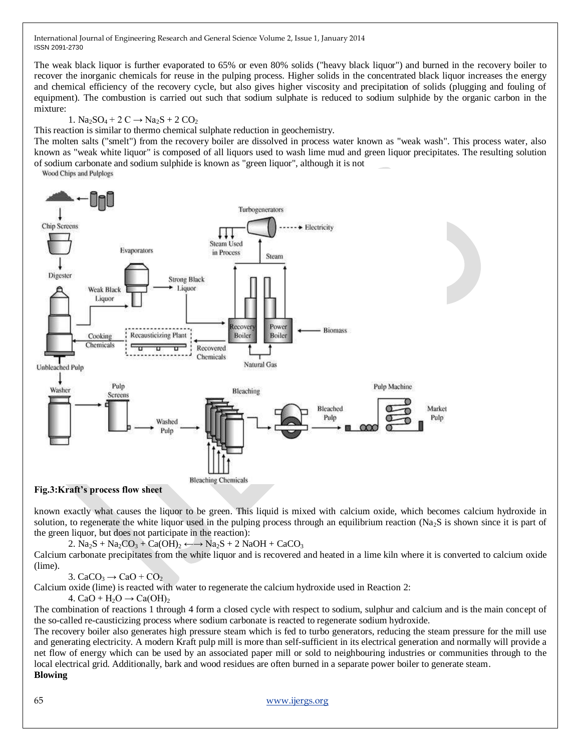The weak black liquor is further evaporated to 65% or even 80% solids ("heavy black liquor") and burned in the recovery boiler to recover the inorganic chemicals for reuse in the pulping process. Higher solids in the concentrated black liquor increases the energy and chemical efficiency of the recovery cycle, but also gives higher viscosity and precipitation of solids (plugging and fouling of equipment). The combustion is carried out such that sodium sulphate is reduced to sodium sulphide by the organic carbon in the mixture:

1. $Na_2SO_4 + 2\ C \rightarrow Na_2S + 2\ CO_2$

This reaction is similar to thermo chemical sulphate reduction in geochemistry.

The molten salts ("smelt") from the recovery boiler are dissolved in process water known as "weak wash". This process water, also known as "weak white liquor" is composed of all liquors used to wash lime mud and green liquor precipitates. The resulting solution of sodium carbonate and sodium sulphide is known as "green liquor", although it is not known exactly what causes the liquor to be green. This liquid is mixed with calcium oxide, which becomes calcium hydroxide in solution, to regenerate the white liquor used in the pulping process through an equilibrium reaction ($Na_2S$ is shown since it is part of the green liquor, but does not participate in the reaction):

Wood Chips and Pulplogs
Chip Screens
Digester
Weak Black Liquor
Evaporators
Strong Black Liquor
Turbogenerators
Electricity
Steam Used in Process
Steam
Recovery Boiler
Power Boiler
Biomass
Natural Gas
Cooking Chemicals
Recausticizing Plant
Recovered Chemicals
Unbleached Pulp
Washer
Pulp Screens
Washed Pulp
Bleaching
Bleaching Chemicals
Bleached Pulp
Pulp Machine
Market Pulp

**Fig.3:Kraft's process flow sheet**

2. $Na_2S + Na_2CO_3 + Ca(OH)_2 \longleftrightarrow Na_2S + 2\ NaOH + CaCO_3$

Calcium carbonate precipitates from the white liquor and is recovered and heated in a lime kiln where it is converted to calcium oxide (lime).

3. $CaCO_3 \rightarrow CaO + CO_2$

Calcium oxide (lime) is reacted with water to regenerate the calcium hydroxide used in Reaction 2:

4. $CaO + H_2O \rightarrow Ca(OH)_2$

The combination of reactions 1 through 4 form a closed cycle with respect to sodium, sulphur and calcium and is the main concept of the so-called re-causticizing process where sodium carbonate is reacted to regenerate sodium hydroxide.

The recovery boiler also generates high pressure steam which is fed to turbo generators, reducing the steam pressure for the mill use and generating electricity. A modern Kraft pulp mill is more than self-sufficient in its electrical generation and normally will provide a net flow of energy which can be used by an associated paper mill or sold to neighbouring industries or communities through to the local electrical grid. Additionally, bark and wood residues are often burned in a separate power boiler to generate steam.

**Blowing**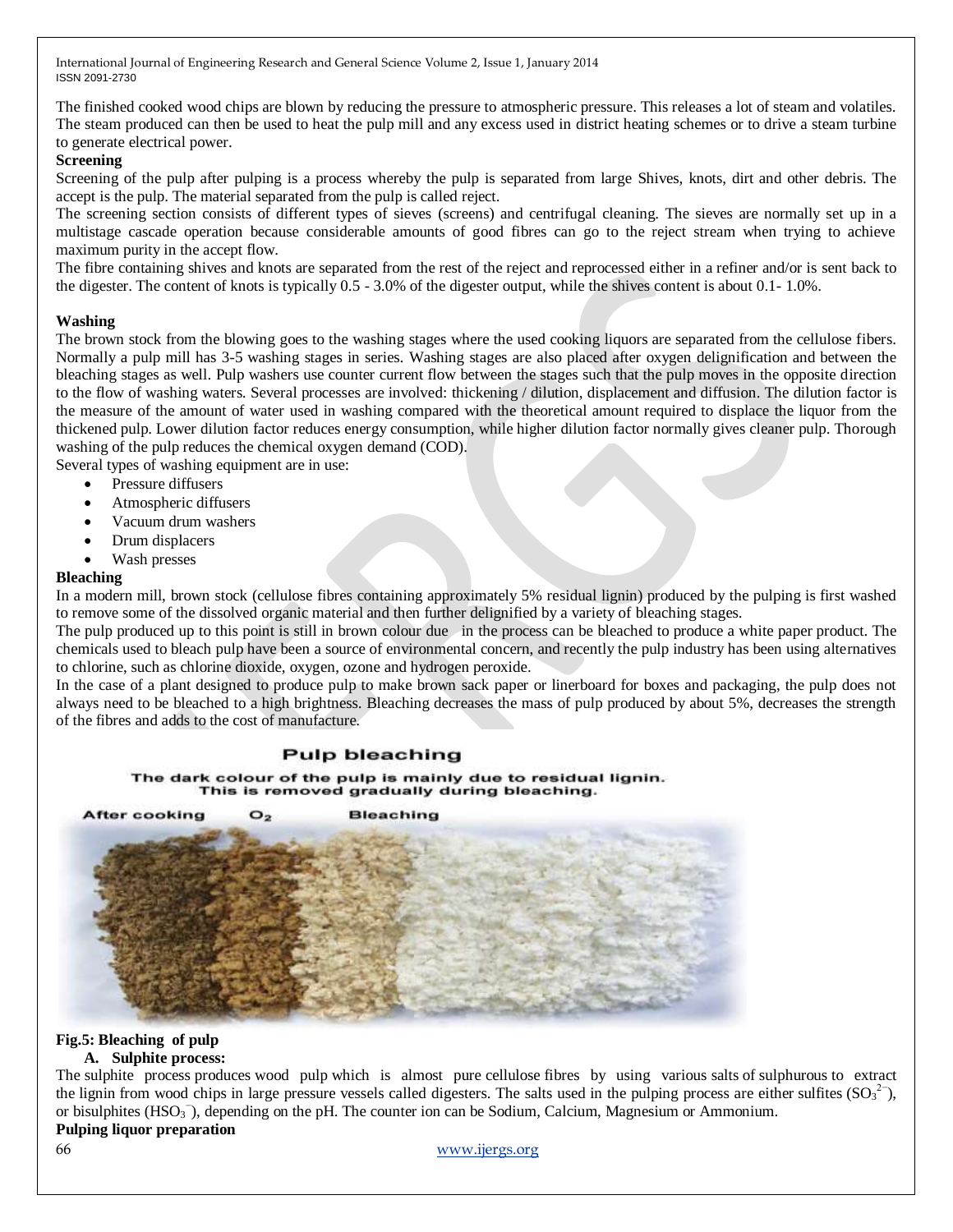The finished cooked wood chips are blown by reducing the pressure to atmospheric pressure. This releases a lot of steam and volatiles. The steam produced can then be used to heat the pulp mill and any excess used in district heating schemes or to drive a steam turbine to generate electrical power.

**Screening**

Screening of the pulp after pulping is a process whereby the pulp is separated from large Shives, knots, dirt and other debris. The accept is the pulp. The material separated from the pulp is called reject.

The screening section consists of different types of sieves (screens) and centrifugal cleaning. The sieves are normally set up in a multistage cascade operation because considerable amounts of good fibres can go to the reject stream when trying to achieve maximum purity in the accept flow.

The fibre containing shives and knots are separated from the rest of the reject and reprocessed either in a refiner and/or is sent back to the digester. The content of knots is typically 0.5 - 3.0% of the digester output, while the shives content is about 0.1- 1.0%.

**Washing**

The brown stock from the blowing goes to the washing stages where the used cooking liquors are separated from the cellulose fibers. Normally a pulp mill has 3-5 washing stages in series. Washing stages are also placed after oxygen delignification and between the bleaching stages as well. Pulp washers use counter current flow between the stages such that the pulp moves in the opposite direction to the flow of washing waters. Several processes are involved: thickening / dilution, displacement and diffusion. The dilution factor is the measure of the amount of water used in washing compared with the theoretical amount required to displace the liquor from the thickened pulp. Lower dilution factor reduces energy consumption, while higher dilution factor normally gives cleaner pulp. Thorough washing of the pulp reduces the chemical oxygen demand (COD).

Several types of washing equipment are in use:

- Pressure diffusers
- Atmospheric diffusers
- Vacuum drum washers
- Drum displacers
- Wash presses

**Bleaching**

In a modern mill, brown stock (cellulose fibres containing approximately 5% residual lignin) produced by the pulping is first washed to remove some of the dissolved organic material and then further delignified by a variety of bleaching stages.

The pulp produced up to this point is still in brown colour due in the process can be bleached to produce a white paper product. The chemicals used to bleach pulp have been a source of environmental concern, and recently the pulp industry has been using alternatives to chlorine, such as chlorine dioxide, oxygen, ozone and hydrogen peroxide.

In the case of a plant designed to produce pulp to make brown sack paper or linerboard for boxes and packaging, the pulp does not always need to be bleached to a high brightness. Bleaching decreases the mass of pulp produced by about 5%, decreases the strength of the fibres and adds to the cost of manufacture.

Pulp bleaching

The dark colour of the pulp is mainly due to residual lignin. This is removed gradually during bleaching.

After cooking $O_2$ Bleaching

**Fig.5: Bleaching of pulp**

**A. Sulphite process:**

The sulphite process produces wood pulp which is almost pure cellulose fibres by using various salts of sulphurous to extract the lignin from wood chips in large pressure vessels called digesters. The salts used in the pulping process are either sulfites ($SO_3^{2-}$), or bisulphites ($HSO_3^-$), depending on the pH. The counter ion can be Sodium, Calcium, Magnesium or Ammonium.

**Pulping liquor preparation**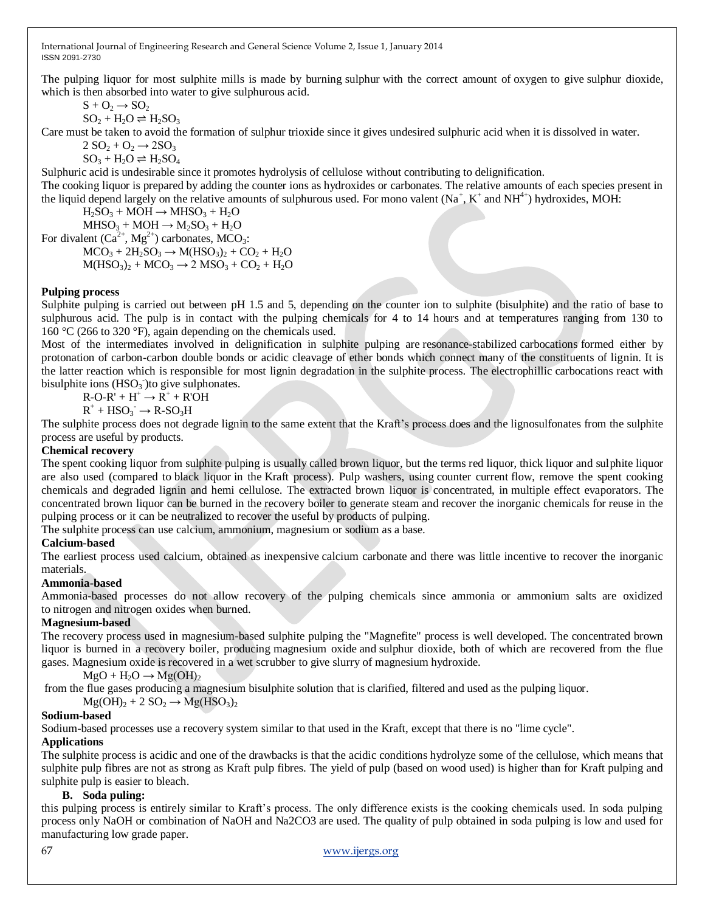The pulping liquor for most sulphite mills is made by burning sulphur with the correct amount of oxygen to give sulphur dioxide, which is then absorbed into water to give sulphurous acid.

$$S + O_2 \rightarrow SO_2$$

$$SO_2 + H_2O \rightleftharpoons H_2SO_3$$

Care must be taken to avoid the formation of sulphur trioxide since it gives undesired sulphuric acid when it is dissolved in water.

$$2\ SO_2 + O_2 \rightarrow 2SO_3$$

$$SO_3 + H_2O \rightleftharpoons H_2SO_4$$

Sulphuric acid is undesirable since it promotes hydrolysis of cellulose without contributing to delignification.

The cooking liquor is prepared by adding the counter ions as hydroxides or carbonates. The relative amounts of each species present in the liquid depend largely on the relative amounts of sulphurous used. For mono valent ($Na^+$, $K^+$ and $NH^{4+}$) hydroxides, MOH:

$$H_2SO_3 + MOH \rightarrow MHSO_3 + H_2O$$

$$MHSO_3 + MOH \rightarrow M_2SO_3 + H_2O$$

For divalent ($Ca^{2+}$, $Mg^{2+}$) carbonates, $MCO_3$:

$$MCO_3 + 2H_2SO_3 \rightarrow M(HSO_3)_2 + CO_2 + H_2O$$

$$M(HSO_3)_2 + MCO_3 \rightarrow 2\ MSO_3 + CO_2 + H_2O$$

**Pulping process**

Sulphite pulping is carried out between pH 1.5 and 5, depending on the counter ion to sulphite (bisulphite) and the ratio of base to sulphurous acid. The pulp is in contact with the pulping chemicals for 4 to 14 hours and at temperatures ranging from 130 to 160 °C (266 to 320 °F), again depending on the chemicals used.

Most of the intermediates involved in delignification in sulphite pulping are resonance-stabilized carbocations formed either by protonation of carbon-carbon double bonds or acidic cleavage of ether bonds which connect many of the constituents of lignin. It is the latter reaction which is responsible for most lignin degradation in the sulphite process. The electrophillic carbocations react with bisulphite ions ($HSO_3^-$)to give sulphonates.

$$R\text{-}O\text{-}R' + H^+ \rightarrow R^+ + R'OH$$

$$R^+ + HSO_3^- \rightarrow R\text{-}SO_3H$$

The sulphite process does not degrade lignin to the same extent that the Kraft's process does and the lignosulfonates from the sulphite process are useful by products.

**Chemical recovery**

The spent cooking liquor from sulphite pulping is usually called brown liquor, but the terms red liquor, thick liquor and sulphite liquor are also used (compared to black liquor in the Kraft process). Pulp washers, using counter current flow, remove the spent cooking chemicals and degraded lignin and hemi cellulose. The extracted brown liquor is concentrated, in multiple effect evaporators. The concentrated brown liquor can be burned in the recovery boiler to generate steam and recover the inorganic chemicals for reuse in the pulping process or it can be neutralized to recover the useful by products of pulping.

The sulphite process can use calcium, ammonium, magnesium or sodium as a base.

**Calcium-based**

The earliest process used calcium, obtained as inexpensive calcium carbonate and there was little incentive to recover the inorganic materials.

**Ammonia-based**

Ammonia-based processes do not allow recovery of the pulping chemicals since ammonia or ammonium salts are oxidized to nitrogen and nitrogen oxides when burned.

**Magnesium-based**

The recovery process used in magnesium-based sulphite pulping the "Magnefite" process is well developed. The concentrated brown liquor is burned in a recovery boiler, producing magnesium oxide and sulphur dioxide, both of which are recovered from the flue gases. Magnesium oxide is recovered in a wet scrubber to give slurry of magnesium hydroxide.

$$MgO + H_2O \rightarrow Mg(OH)_2$$

from the flue gases producing a magnesium bisulphite solution that is clarified, filtered and used as the pulping liquor.

$$Mg(OH)_2 + 2\ SO_2 \rightarrow Mg(HSO_3)_2$$

**Sodium-based**

Sodium-based processes use a recovery system similar to that used in the Kraft, except that there is no "lime cycle".

**Applications**

The sulphite process is acidic and one of the drawbacks is that the acidic conditions hydrolyze some of the cellulose, which means that sulphite pulp fibres are not as strong as Kraft pulp fibres. The yield of pulp (based on wood used) is higher than for Kraft pulping and sulphite pulp is easier to bleach.

**B. Soda puling:**

this pulping process is entirely similar to Kraft's process. The only difference exists is the cooking chemicals used. In soda pulping process only NaOH or combination of NaOH and Na2CO3 are used. The quality of pulp obtained in soda pulping is low and used for manufacturing low grade paper.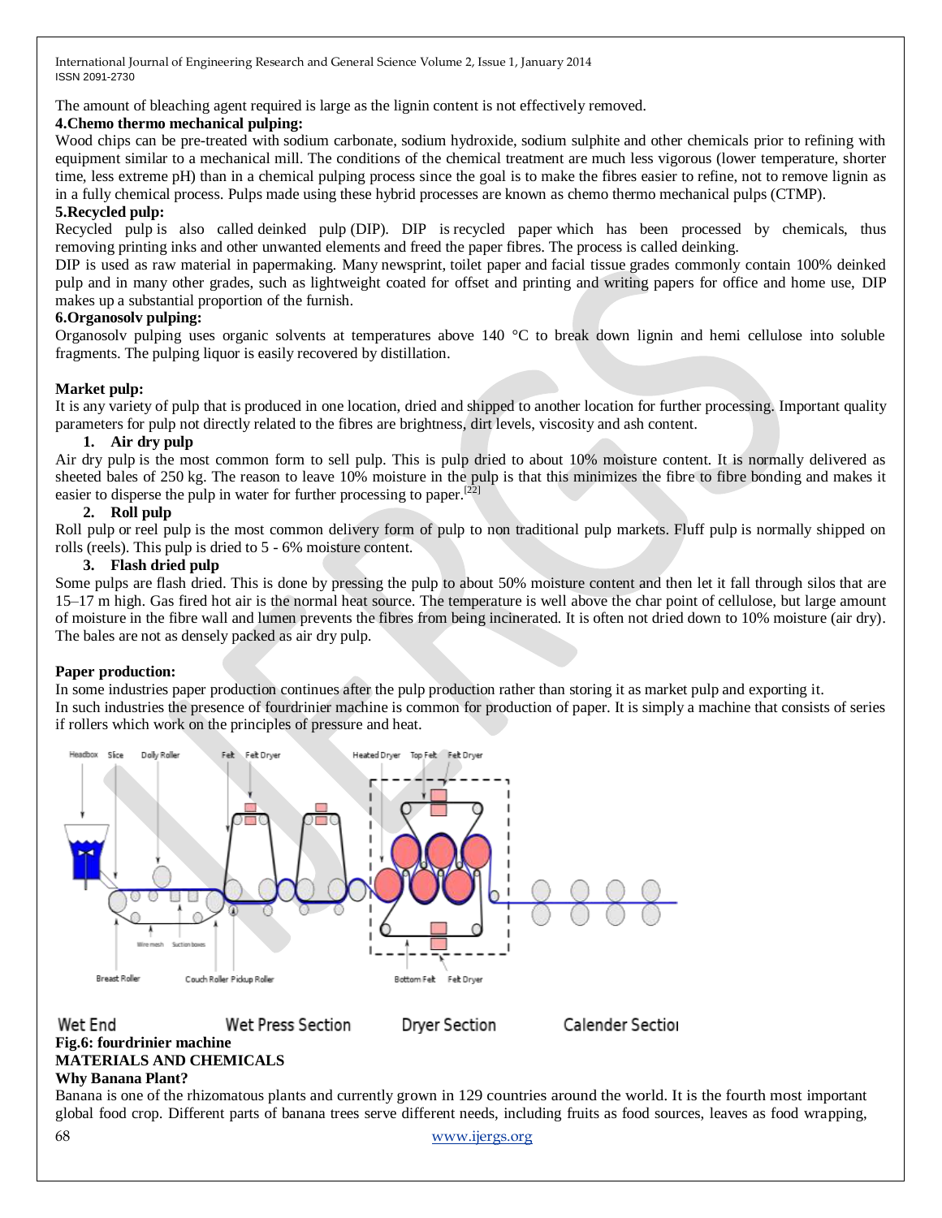The amount of bleaching agent required is large as the lignin content is not effectively removed.

**4.Chemo thermo mechanical pulping:**

Wood chips can be pre-treated with sodium carbonate, sodium hydroxide, sodium sulphite and other chemicals prior to refining with equipment similar to a mechanical mill. The conditions of the chemical treatment are much less vigorous (lower temperature, shorter time, less extreme pH) than in a chemical pulping process since the goal is to make the fibres easier to refine, not to remove lignin as in a fully chemical process. Pulps made using these hybrid processes are known as chemo thermo mechanical pulps (CTMP).

**5.Recycled pulp:**

Recycled pulp is also called deinked pulp (DIP). DIP is recycled paper which has been processed by chemicals, thus removing printing inks and other unwanted elements and freed the paper fibres. The process is called deinking.

DIP is used as raw material in papermaking. Many newsprint, toilet paper and facial tissue grades commonly contain 100% deinked pulp and in many other grades, such as lightweight coated for offset and printing and writing papers for office and home use, DIP makes up a substantial proportion of the furnish.

**6.Organosolv pulping:**

Organosolv pulping uses organic solvents at temperatures above 140 °C to break down lignin and hemi cellulose into soluble fragments. The pulping liquor is easily recovered by distillation.

**Market pulp:**

It is any variety of pulp that is produced in one location, dried and shipped to another location for further processing. Important quality parameters for pulp not directly related to the fibres are brightness, dirt levels, viscosity and ash content.

1. **Air dry pulp**

Air dry pulp is the most common form to sell pulp. This is pulp dried to about 10% moisture content. It is normally delivered as sheeted bales of 250 kg. The reason to leave 10% moisture in the pulp is that this minimizes the fibre to fibre bonding and makes it easier to disperse the pulp in water for further processing to paper.[22]

2. **Roll pulp**

Roll pulp or reel pulp is the most common delivery form of pulp to non traditional pulp markets. Fluff pulp is normally shipped on rolls (reels). This pulp is dried to 5 - 6% moisture content.

3. **Flash dried pulp**

Some pulps are flash dried. This is done by pressing the pulp to about 50% moisture content and then let it fall through silos that are 15–17 m high. Gas fired hot air is the normal heat source. The temperature is well above the char point of cellulose, but large amount of moisture in the fibre wall and lumen prevents the fibres from being incinerated. It is often not dried down to 10% moisture (air dry). The bales are not as densely packed as air dry pulp.

**Paper production:**

In some industries paper production continues after the pulp production rather than storing it as market pulp and exporting it.

In such industries the presence of fourdrinier machine is common for production of paper. It is simply a machine that consists of series if rollers which work on the principles of pressure and heat.

Headbox
Slice
Dolly Roller
Felt
Felt Dryer
Heated Dryer
Top Felt
Felt Dryer
Wire mesh
Suction boxes
Breast Roller
Couch Roller
Pickup Roller
Bottom Felt
Felt Dryer
Wet End
Wet Press Section
Dryer Section
Calender Sectio

**Fig.6: fourdrinier machine**

**MATERIALS AND CHEMICALS**

**Why Banana Plant?**

Banana is one of the rhizomatous plants and currently grown in 129 countries around the world. It is the fourth most important global food crop. Different parts of banana trees serve different needs, including fruits as food sources, leaves as food wrapping,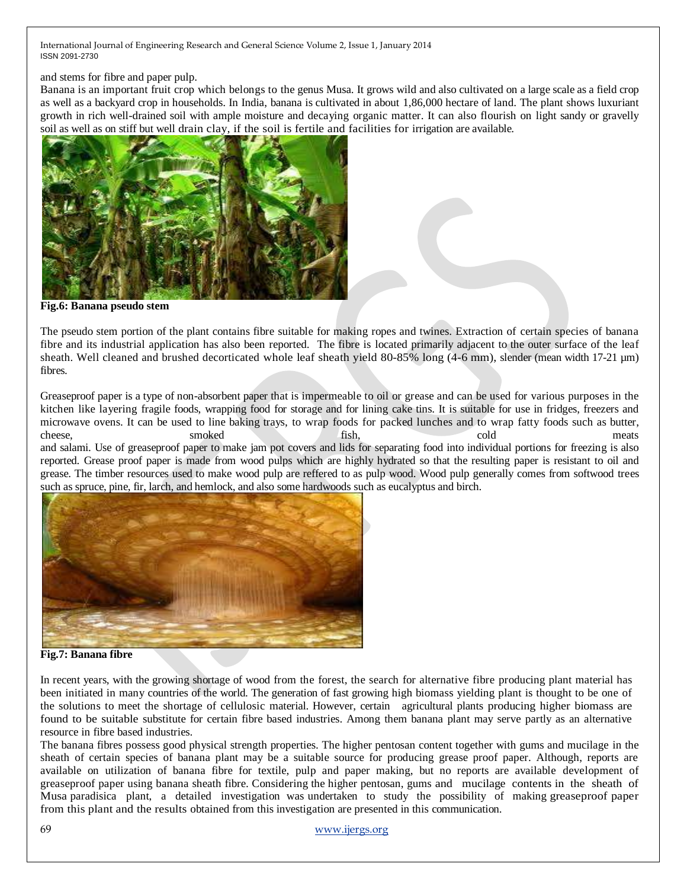and stems for fibre and paper pulp.

Banana is an important fruit crop which belongs to the genus Musa. It grows wild and also cultivated on a large scale as a field crop as well as a backyard crop in households. In India, banana is cultivated in about 1,86,000 hectare of land. The plant shows luxuriant growth in rich well-drained soil with ample moisture and decaying organic matter. It can also flourish on light sandy or gravelly soil as well as on stiff but well drain clay, if the soil is fertile and facilities for irrigation are available.

**Fig.6: Banana pseudo stem**

The pseudo stem portion of the plant contains fibre suitable for making ropes and twines. Extraction of certain species of banana fibre and its industrial application has also been reported. The fibre is located primarily adjacent to the outer surface of the leaf sheath. Well cleaned and brushed decorticated whole leaf sheath yield 80-85% long (4-6 mm), slender (mean width 17-21 μm) fibres.

Greaseproof paper is a type of non-absorbent paper that is impermeable to oil or grease and can be used for various purposes in the kitchen like layering fragile foods, wrapping food for storage and for lining cake tins. It is suitable for use in fridges, freezers and microwave ovens. It can be used to line baking trays, to wrap foods for packed lunches and to wrap fatty foods such as butter, cheese, smoked fish, cold meats and salami. Use of greaseproof paper to make jam pot covers and lids for separating food into individual portions for freezing is also reported. Grease proof paper is made from wood pulps which are highly hydrated so that the resulting paper is resistant to oil and grease. The timber resources used to make wood pulp are reffered to as pulp wood. Wood pulp generally comes from softwood trees such as spruce, pine, fir, larch, and hemlock, and also some hardwoods such as eucalyptus and birch.

**Fig.7: Banana fibre**

In recent years, with the growing shortage of wood from the forest, the search for alternative fibre producing plant material has been initiated in many countries of the world. The generation of fast growing high biomass yielding plant is thought to be one of the solutions to meet the shortage of cellulosic material. However, certain agricultural plants producing higher biomass are found to be suitable substitute for certain fibre based industries. Among them banana plant may serve partly as an alternative resource in fibre based industries.

The banana fibres possess good physical strength properties. The higher pentosan content together with gums and mucilage in the sheath of certain species of banana plant may be a suitable source for producing grease proof paper. Although, reports are available on utilization of banana fibre for textile, pulp and paper making, but no reports are available development of greaseproof paper using banana sheath fibre. Considering the higher pentosan, gums and mucilage contents in the sheath of Musa paradisica plant, a detailed investigation was undertaken to study the possibility of making greaseproof paper from this plant and the results obtained from this investigation are presented in this communication.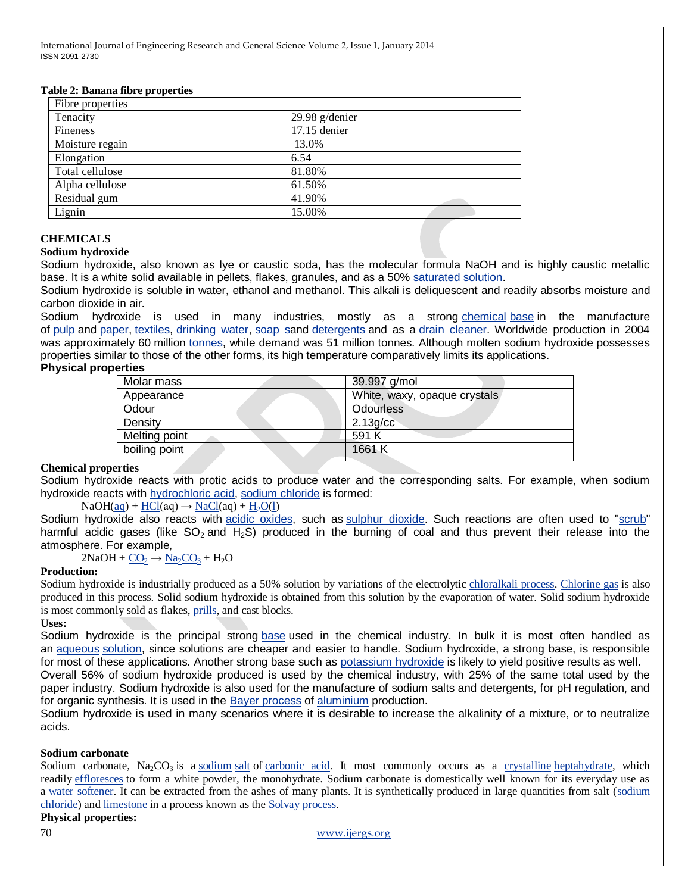**Table 2: Banana fibre properties**

| Fibre properties | |
|---|---|
| Tenacity | 29.98 g/denier |
| Fineness | 17.15 denier |
| Moisture regain | 13.0% |
| Elongation | 6.54 |
| Total cellulose | 81.80% |
| Alpha cellulose | 61.50% |
| Residual gum | 41.90% |
| Lignin | 15.00% |

## CHEMICALS

### Sodium hydroxide

Sodium hydroxide, also known as lye or caustic soda, has the molecular formula NaOH and is highly caustic metallic base. It is a white solid available in pellets, flakes, granules, and as a 50% saturated solution.

Sodium hydroxide is soluble in water, ethanol and methanol. This alkali is deliquescent and readily absorbs moisture and carbon dioxide in air.

Sodium hydroxide is used in many industries, mostly as a strong chemical base in the manufacture of pulp and paper, textiles, drinking water, soap sand detergents and as a drain cleaner. Worldwide production in 2004 was approximately 60 million tonnes, while demand was 51 million tonnes. Although molten sodium hydroxide possesses properties similar to those of the other forms, its high temperature comparatively limits its applications.

**Physical properties**

| | |
|---|---|
| Molar mass | 39.997 g/mol |
| Appearance | White, waxy, opaque crystals |
| Odour | Odourless |
| Density | 2.13g/cc |
| Melting point | 591 K |
| boiling point | 1661 K |

**Chemical properties**

Sodium hydroxide reacts with protic acids to produce water and the corresponding salts. For example, when sodium hydroxide reacts with hydrochloric acid, sodium chloride is formed:

$$NaOH(aq) + HCl(aq) \rightarrow NaCl(aq) + H_2O(l)$$

Sodium hydroxide also reacts with acidic oxides, such as sulphur dioxide. Such reactions are often used to "scrub" harmful acidic gases (like $SO_2$ and $H_2S$) produced in the burning of coal and thus prevent their release into the atmosphere. For example,

$$2NaOH + CO_2 \rightarrow Na_2CO_3 + H_2O$$

**Production:**

Sodium hydroxide is industrially produced as a 50% solution by variations of the electrolytic chloralkali process. Chlorine gas is also produced in this process. Solid sodium hydroxide is obtained from this solution by the evaporation of water. Solid sodium hydroxide is most commonly sold as flakes, prills, and cast blocks.

**Uses:**

Sodium hydroxide is the principal strong base used in the chemical industry. In bulk it is most often handled as an aqueous solution, since solutions are cheaper and easier to handle. Sodium hydroxide, a strong base, is responsible for most of these applications. Another strong base such as potassium hydroxide is likely to yield positive results as well.

Overall 56% of sodium hydroxide produced is used by the chemical industry, with 25% of the same total used by the paper industry. Sodium hydroxide is also used for the manufacture of sodium salts and detergents, for pH regulation, and for organic synthesis. It is used in the Bayer process of aluminium production.

Sodium hydroxide is used in many scenarios where it is desirable to increase the alkalinity of a mixture, or to neutralize acids.

### Sodium carbonate

Sodium carbonate, $Na_2CO_3$ is a sodium salt of carbonic acid. It most commonly occurs as a crystalline heptahydrate, which readily effloresces to form a white powder, the monohydrate. Sodium carbonate is domestically well known for its everyday use as a water softener. It can be extracted from the ashes of many plants. It is synthetically produced in large quantities from salt (sodium chloride) and limestone in a process known as the Solvay process.

**Physical properties:**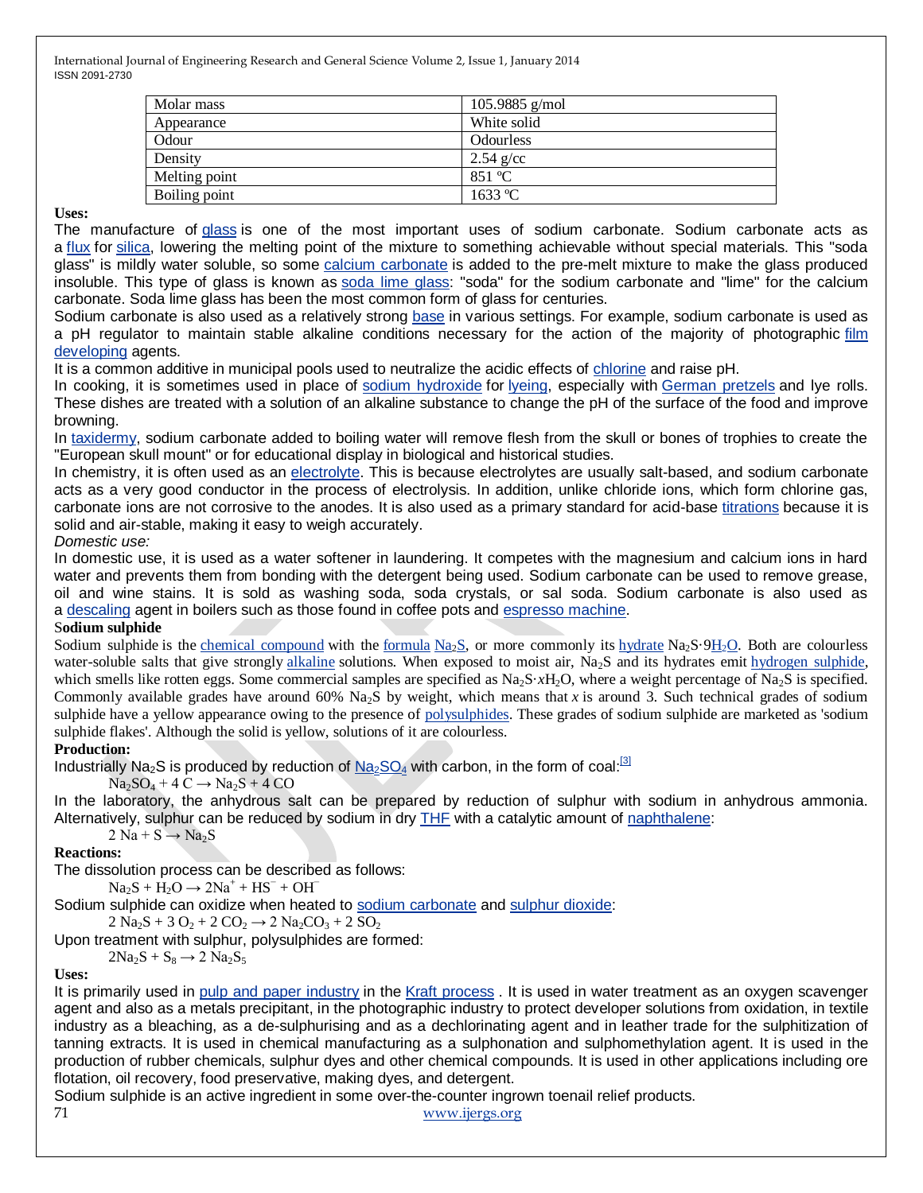| | |
|---|---|
| Molar mass | 105.9885 g/mol |
| Appearance | White solid |
| Odour | Odourless |
| Density | 2.54 g/cc |
| Melting point | 851 ºC |
| Boiling point | 1633 ºC |

**Uses:**

The manufacture of glass is one of the most important uses of sodium carbonate. Sodium carbonate acts as a flux for silica, lowering the melting point of the mixture to something achievable without special materials. This "soda glass" is mildly water soluble, so some calcium carbonate is added to the pre-melt mixture to make the glass produced insoluble. This type of glass is known as soda lime glass: "soda" for the sodium carbonate and "lime" for the calcium carbonate. Soda lime glass has been the most common form of glass for centuries.

Sodium carbonate is also used as a relatively strong base in various settings. For example, sodium carbonate is used as a pH regulator to maintain stable alkaline conditions necessary for the action of the majority of photographic film developing agents.

It is a common additive in municipal pools used to neutralize the acidic effects of chlorine and raise pH.

In cooking, it is sometimes used in place of sodium hydroxide for lyeing, especially with German pretzels and lye rolls. These dishes are treated with a solution of an alkaline substance to change the pH of the surface of the food and improve browning.

In taxidermy, sodium carbonate added to boiling water will remove flesh from the skull or bones of trophies to create the "European skull mount" or for educational display in biological and historical studies.

In chemistry, it is often used as an electrolyte. This is because electrolytes are usually salt-based, and sodium carbonate acts as a very good conductor in the process of electrolysis. In addition, unlike chloride ions, which form chlorine gas, carbonate ions are not corrosive to the anodes. It is also used as a primary standard for acid-base titrations because it is solid and air-stable, making it easy to weigh accurately.

*Domestic use:*

In domestic use, it is used as a water softener in laundering. It competes with the magnesium and calcium ions in hard water and prevents them from bonding with the detergent being used. Sodium carbonate can be used to remove grease, oil and wine stains. It is sold as washing soda, soda crystals, or sal soda. Sodium carbonate is also used as a descaling agent in boilers such as those found in coffee pots and espresso machine.

**Sodium sulphide**

Sodium sulphide is the chemical compound with the formula $Na_2S$, or more commonly its hydrate $Na_2S·9H_2O$. Both are colourless water-soluble salts that give strongly alkaline solutions. When exposed to moist air, $Na_2S$ and its hydrates emit hydrogen sulphide, which smells like rotten eggs. Some commercial samples are specified as $Na_2S·xH_2O$, where a weight percentage of $Na_2S$ is specified. Commonly available grades have around 60% $Na_2S$ by weight, which means that $x$ is around 3. Such technical grades of sodium sulphide have a yellow appearance owing to the presence of polysulphides. These grades of sodium sulphide are marketed as 'sodium sulphide flakes'. Although the solid is yellow, solutions of it are colourless.

**Production:**

Industrially $Na_2S$ is produced by reduction of $Na_2SO_4$ with carbon, in the form of coal:[3]

$$Na_2SO_4 + 4\,C \rightarrow Na_2S + 4\,CO$$

In the laboratory, the anhydrous salt can be prepared by reduction of sulphur with sodium in anhydrous ammonia. Alternatively, sulphur can be reduced by sodium in dry THF with a catalytic amount of naphthalene:

$$2\,Na + S \rightarrow Na_2S$$

**Reactions:**

The dissolution process can be described as follows:

$$Na_2S + H_2O \rightarrow 2Na^+ + HS^- + OH^-$$

Sodium sulphide can oxidize when heated to sodium carbonate and sulphur dioxide:

$$2\,Na_2S + 3\,O_2 + 2\,CO_2 \rightarrow 2\,Na_2CO_3 + 2\,SO_2$$

Upon treatment with sulphur, polysulphides are formed:

$$2Na_2S + S_8 \rightarrow 2\,Na_2S_5$$

**Uses:**

It is primarily used in pulp and paper industry in the Kraft process . It is used in water treatment as an oxygen scavenger agent and also as a metals precipitant, in the photographic industry to protect developer solutions from oxidation, in textile industry as a bleaching, as a de-sulphurising and as a dechlorinating agent and in leather trade for the sulphitization of tanning extracts. It is used in chemical manufacturing as a sulphonation and sulphomethylation agent. It is used in the production of rubber chemicals, sulphur dyes and other chemical compounds. It is used in other applications including ore flotation, oil recovery, food preservative, making dyes, and detergent.

Sodium sulphide is an active ingredient in some over-the-counter ingrown toenail relief products.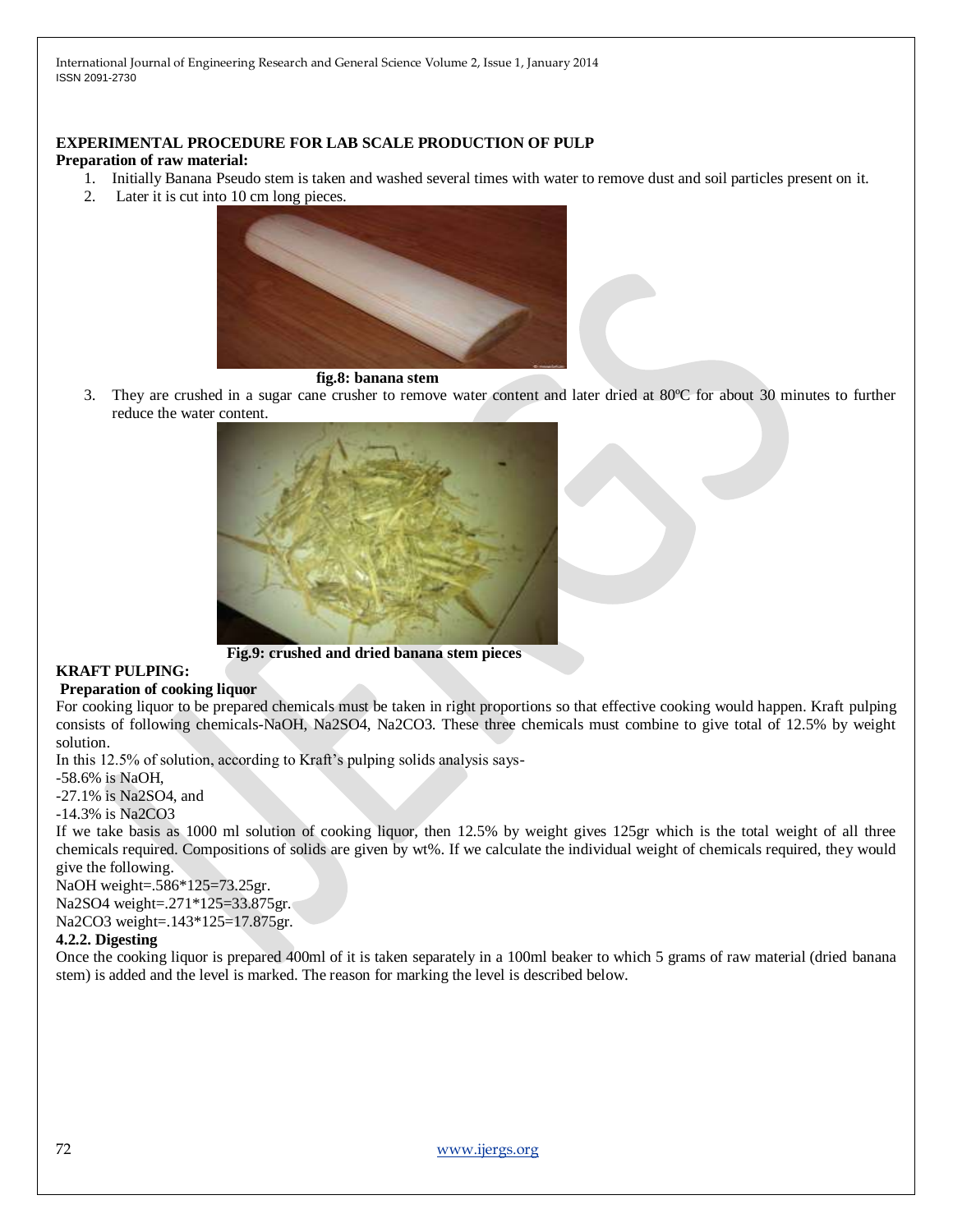**EXPERIMENTAL PROCEDURE FOR LAB SCALE PRODUCTION OF PULP**

**Preparation of raw material:**

1. Initially Banana Pseudo stem is taken and washed several times with water to remove dust and soil particles present on it.
2. Later it is cut into 10 cm long pieces.

**fig.8: banana stem**

3. They are crushed in a sugar cane crusher to remove water content and later dried at 80ºC for about 30 minutes to further reduce the water content.

**Fig.9: crushed and dried banana stem pieces**

**KRAFT PULPING:**

**Preparation of cooking liquor**

For cooking liquor to be prepared chemicals must be taken in right proportions so that effective cooking would happen. Kraft pulping consists of following chemicals-NaOH, $Na_2SO_4$, $Na_2CO_3$. These three chemicals must combine to give total of 12.5% by weight solution.

In this 12.5% of solution, according to Kraft's pulping solids analysis says-

-58.6% is NaOH,

-27.1% is $Na_2SO_4$, and

-14.3% is $Na_2CO_3$

If we take basis as 1000 ml solution of cooking liquor, then 12.5% by weight gives 125gr which is the total weight of all three chemicals required. Compositions of solids are given by wt%. If we calculate the individual weight of chemicals required, they would give the following.

NaOH weight=.586*125=73.25gr.

$Na_2SO_4$ weight=.271*125=33.875gr.

$Na_2CO_3$ weight=.143*125=17.875gr.

**4.2.2. Digesting**

Once the cooking liquor is prepared 400ml of it is taken separately in a 100ml beaker to which 5 grams of raw material (dried banana stem) is added and the level is marked. The reason for marking the level is described below.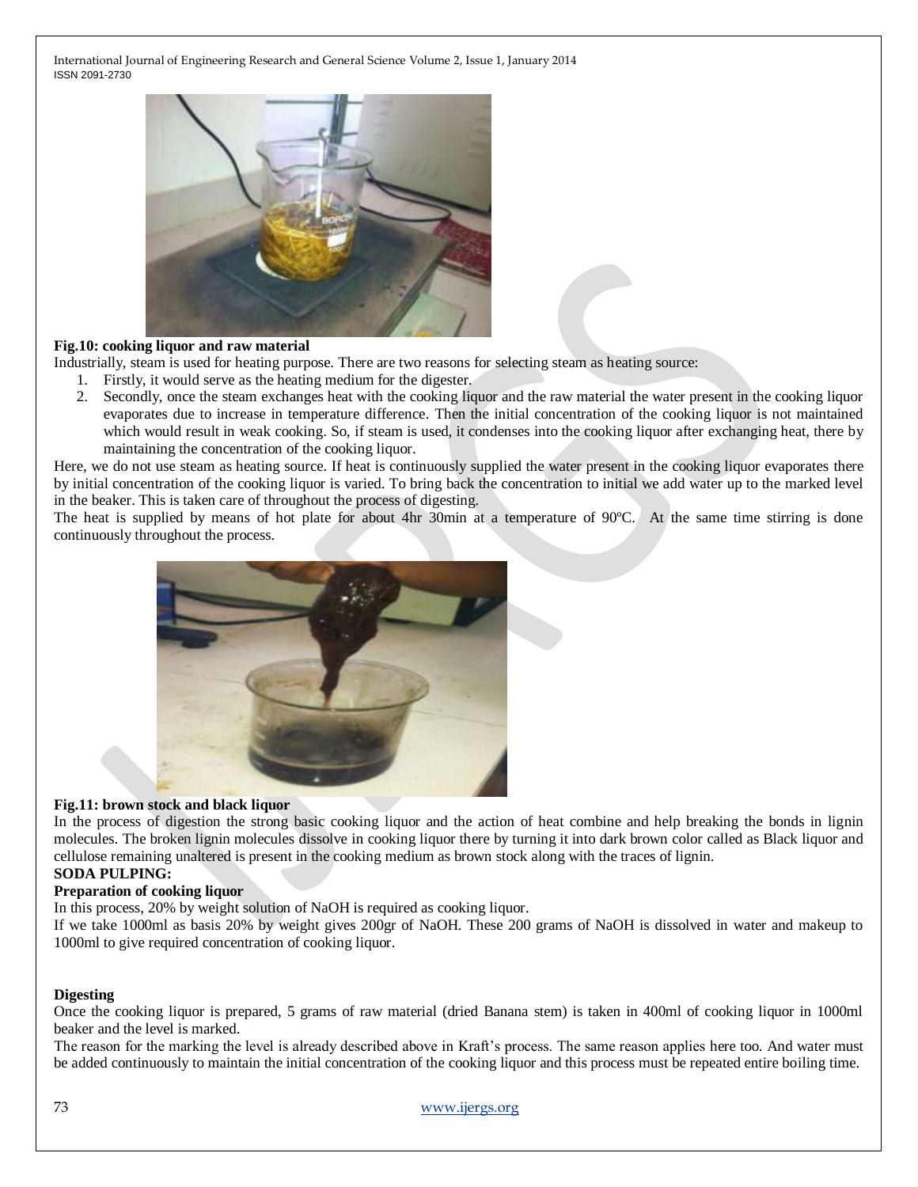**Fig.10: cooking liquor and raw material**

Industrially, steam is used for heating purpose. There are two reasons for selecting steam as heating source:

1. Firstly, it would serve as the heating medium for the digester.
2. Secondly, once the steam exchanges heat with the cooking liquor and the raw material the water present in the cooking liquor evaporates due to increase in temperature difference. Then the initial concentration of the cooking liquor is not maintained which would result in weak cooking. So, if steam is used, it condenses into the cooking liquor after exchanging heat, there by maintaining the concentration of the cooking liquor.

Here, we do not use steam as heating source. If heat is continuously supplied the water present in the cooking liquor evaporates there by initial concentration of the cooking liquor is varied. To bring back the concentration to initial we add water up to the marked level in the beaker. This is taken care of throughout the process of digesting.

The heat is supplied by means of hot plate for about 4hr 30min at a temperature of 90ºC. At the same time stirring is done continuously throughout the process.

**Fig.11: brown stock and black liquor**

In the process of digestion the strong basic cooking liquor and the action of heat combine and help breaking the bonds in lignin molecules. The broken lignin molecules dissolve in cooking liquor there by turning it into dark brown color called as Black liquor and cellulose remaining unaltered is present in the cooking medium as brown stock along with the traces of lignin.

**SODA PULPING:**

**Preparation of cooking liquor**

In this process, 20% by weight solution of NaOH is required as cooking liquor.

If we take 1000ml as basis 20% by weight gives 200gr of NaOH. These 200 grams of NaOH is dissolved in water and makeup to 1000ml to give required concentration of cooking liquor.

**Digesting**

Once the cooking liquor is prepared, 5 grams of raw material (dried Banana stem) is taken in 400ml of cooking liquor in 1000ml beaker and the level is marked.

The reason for the marking the level is already described above in Kraft's process. The same reason applies here too. And water must be added continuously to maintain the initial concentration of the cooking liquor and this process must be repeated entire boiling time.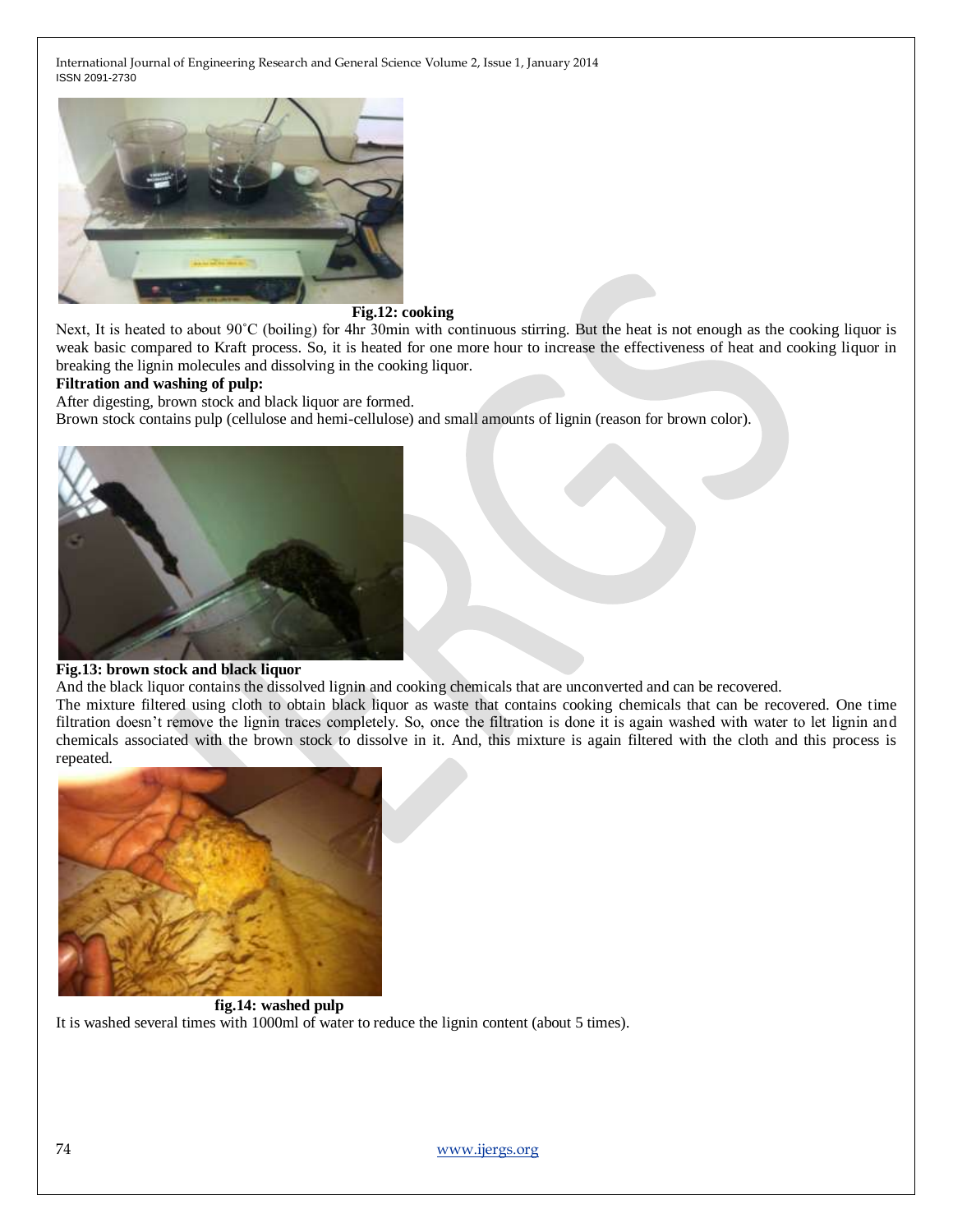**Fig.12: cooking**

Next, It is heated to about 90˚C (boiling) for 4hr 30min with continuous stirring. But the heat is not enough as the cooking liquor is weak basic compared to Kraft process. So, it is heated for one more hour to increase the effectiveness of heat and cooking liquor in breaking the lignin molecules and dissolving in the cooking liquor.

**Filtration and washing of pulp:**

After digesting, brown stock and black liquor are formed.

Brown stock contains pulp (cellulose and hemi-cellulose) and small amounts of lignin (reason for brown color).

**Fig.13: brown stock and black liquor**

And the black liquor contains the dissolved lignin and cooking chemicals that are unconverted and can be recovered.

The mixture filtered using cloth to obtain black liquor as waste that contains cooking chemicals that can be recovered. One time filtration doesn't remove the lignin traces completely. So, once the filtration is done it is again washed with water to let lignin and chemicals associated with the brown stock to dissolve in it. And, this mixture is again filtered with the cloth and this process is repeated.

**fig.14: washed pulp**

It is washed several times with 1000ml of water to reduce the lignin content (about 5 times).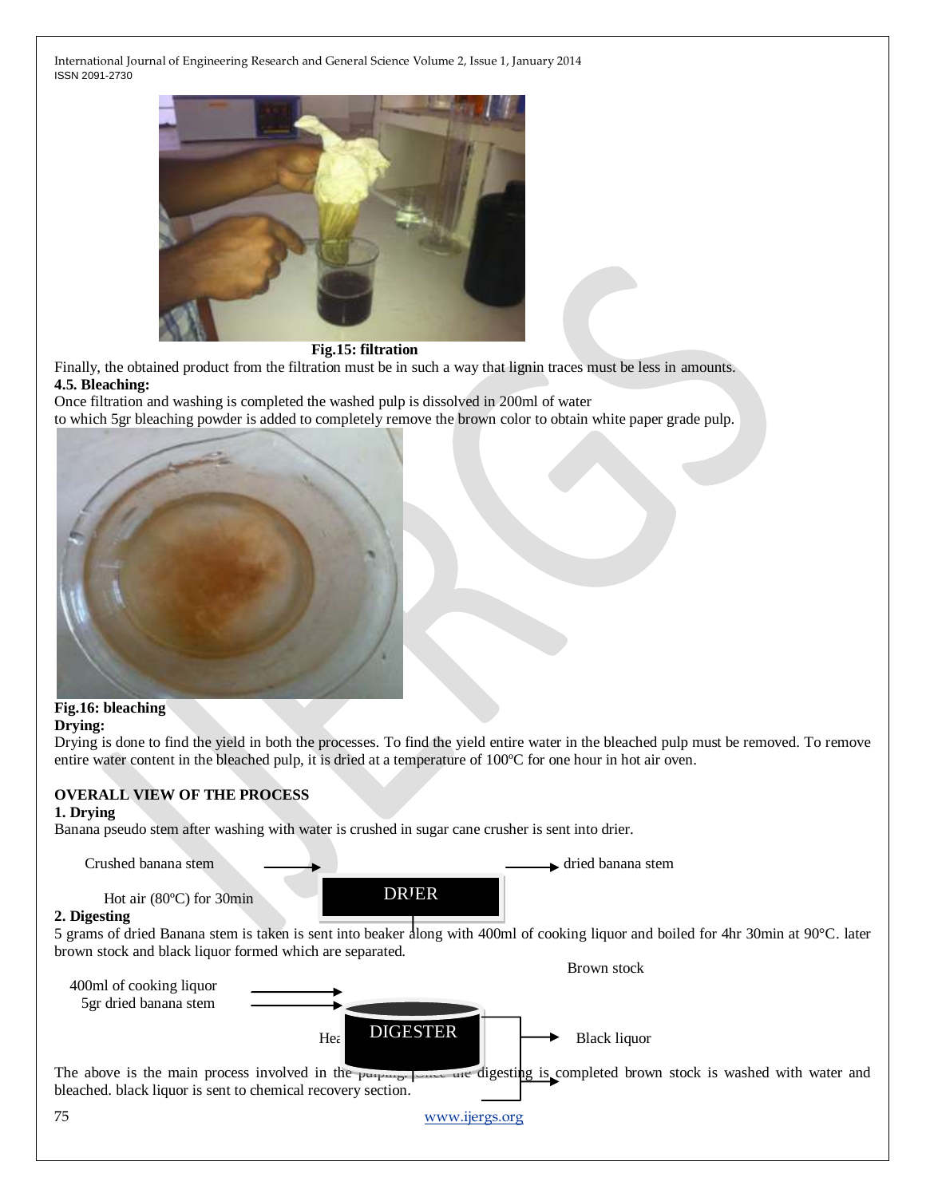Fig.15: filtration

Finally, the obtained product from the filtration must be in such a way that lignin traces must be less in amounts.

**4.5. Bleaching:**

Once filtration and washing is completed the washed pulp is dissolved in 200ml of water to which 5gr bleaching powder is added to completely remove the brown color to obtain white paper grade pulp.

**Fig.16: bleaching**

**Drying:**

Drying is done to find the yield in both the processes. To find the yield entire water in the bleached pulp must be removed. To remove entire water content in the bleached pulp, it is dried at a temperature of 100ºC for one hour in hot air oven.

**OVERALL VIEW OF THE PROCESS**

**1. Drying**

Banana pseudo stem after washing with water is crushed in sugar cane crusher is sent into drier.

Crushed banana stem

Hot air (80ºC) for 30min

DRIER

dried banana stem

**2. Digesting**

5 grams of dried Banana stem is taken is sent into beaker along with 400ml of cooking liquor and boiled for 4hr 30min at 90°C. later brown stock and black liquor formed which are separated.

400ml of cooking liquor

5gr dried banana stem

Hea

DIGESTER

Brown stock

Black liquor

The above is the main process involved in the pulping. Once the digesting is completed brown stock is washed with water and bleached. black liquor is sent to chemical recovery section.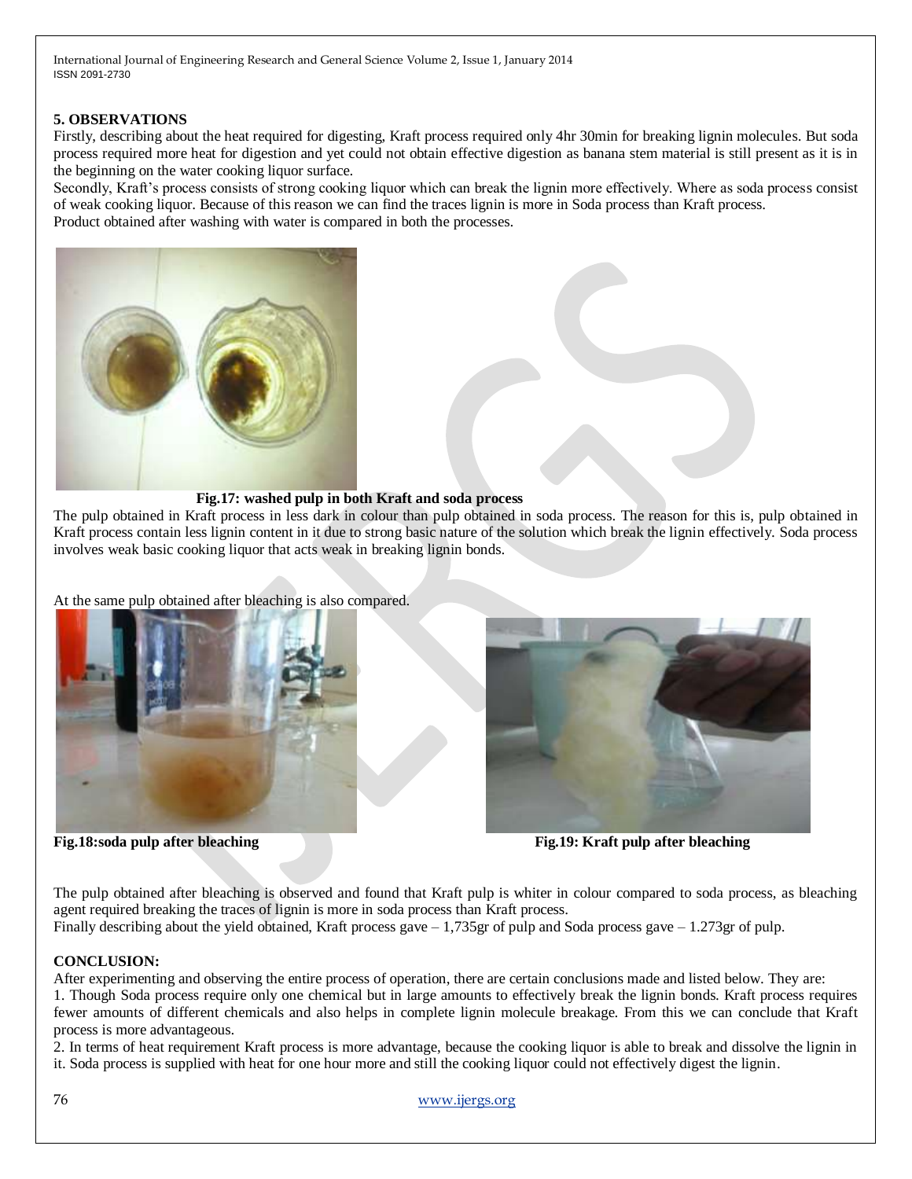## 5. OBSERVATIONS

Firstly, describing about the heat required for digesting, Kraft process required only 4hr 30min for breaking lignin molecules. But soda process required more heat for digestion and yet could not obtain effective digestion as banana stem material is still present as it is in the beginning on the water cooking liquor surface.

Secondly, Kraft's process consists of strong cooking liquor which can break the lignin more effectively. Where as soda process consist of weak cooking liquor. Because of this reason we can find the traces lignin is more in Soda process than Kraft process.

Product obtained after washing with water is compared in both the processes.

**Fig.17: washed pulp in both Kraft and soda process**

The pulp obtained in Kraft process in less dark in colour than pulp obtained in soda process. The reason for this is, pulp obtained in Kraft process contain less lignin content in it due to strong basic nature of the solution which break the lignin effectively. Soda process involves weak basic cooking liquor that acts weak in breaking lignin bonds.

At the same pulp obtained after bleaching is also compared.

**Fig.18:soda pulp after bleaching**

**Fig.19: Kraft pulp after bleaching**

The pulp obtained after bleaching is observed and found that Kraft pulp is whiter in colour compared to soda process, as bleaching agent required breaking the traces of lignin is more in soda process than Kraft process.

Finally describing about the yield obtained, Kraft process gave – 1,735gr of pulp and Soda process gave – 1.273gr of pulp.

## CONCLUSION:

After experimenting and observing the entire process of operation, there are certain conclusions made and listed below. They are:

1. Though Soda process require only one chemical but in large amounts to effectively break the lignin bonds. Kraft process requires fewer amounts of different chemicals and also helps in complete lignin molecule breakage. From this we can conclude that Kraft process is more advantageous.

2. In terms of heat requirement Kraft process is more advantage, because the cooking liquor is able to break and dissolve the lignin in it. Soda process is supplied with heat for one hour more and still the cooking liquor could not effectively digest the lignin.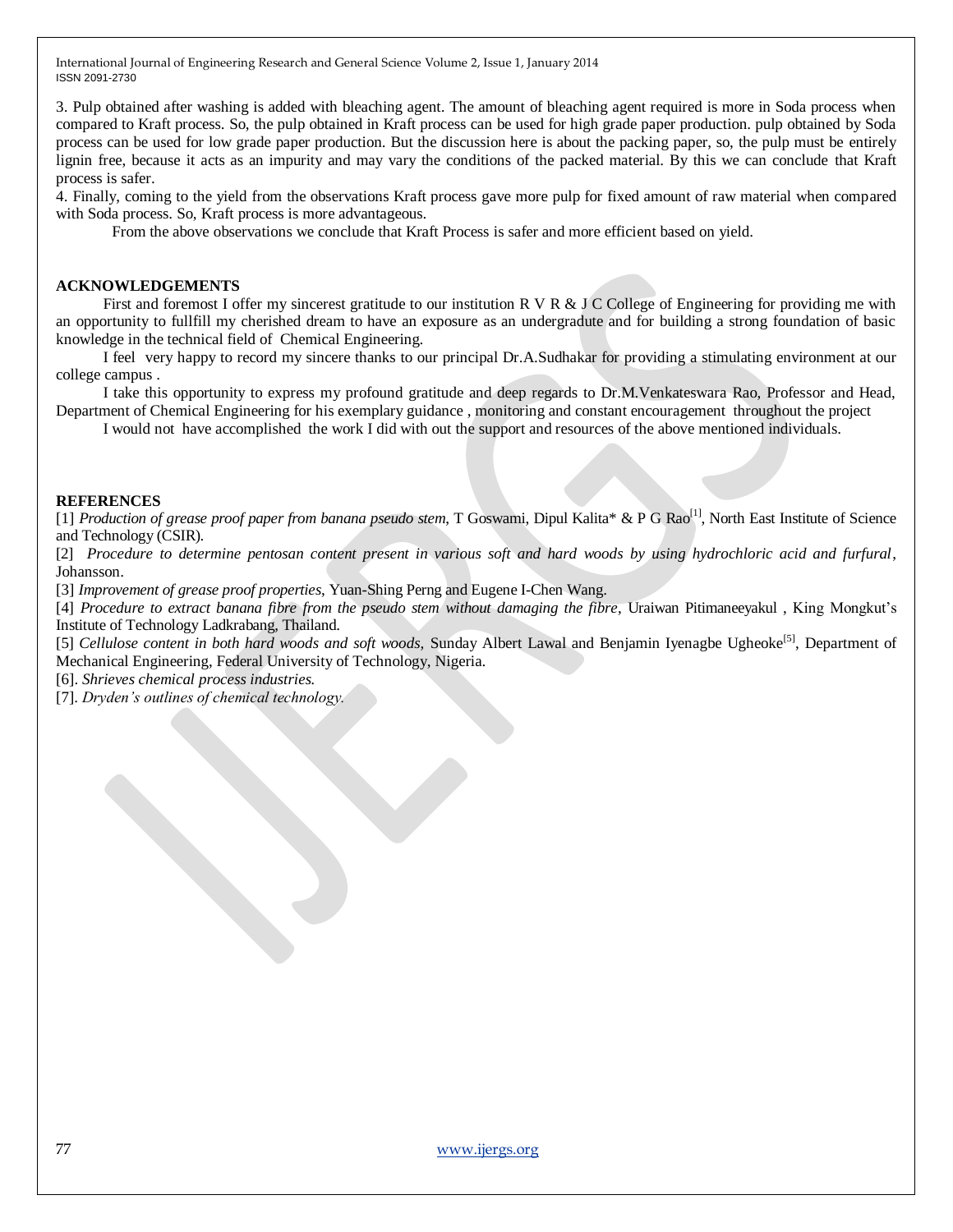3. Pulp obtained after washing is added with bleaching agent. The amount of bleaching agent required is more in Soda process when compared to Kraft process. So, the pulp obtained in Kraft process can be used for high grade paper production. pulp obtained by Soda process can be used for low grade paper production. But the discussion here is about the packing paper, so, the pulp must be entirely lignin free, because it acts as an impurity and may vary the conditions of the packed material. By this we can conclude that Kraft process is safer.

4. Finally, coming to the yield from the observations Kraft process gave more pulp for fixed amount of raw material when compared with Soda process. So, Kraft process is more advantageous.

From the above observations we conclude that Kraft Process is safer and more efficient based on yield.

## ACKNOWLEDGEMENTS

First and foremost I offer my sincerest gratitude to our institution R V R & J C College of Engineering for providing me with an opportunity to fullfill my cherished dream to have an exposure as an undergradute and for building a strong foundation of basic knowledge in the technical field of Chemical Engineering.

I feel very happy to record my sincere thanks to our principal Dr.A.Sudhakar for providing a stimulating environment at our college campus .

I take this opportunity to express my profound gratitude and deep regards to Dr.M.Venkateswara Rao, Professor and Head, Department of Chemical Engineering for his exemplary guidance , monitoring and constant encouragement throughout the project

I would not have accomplished the work I did with out the support and resources of the above mentioned individuals.

## REFERENCES

[1] *Production of grease proof paper from banana pseudo stem*, T Goswami, Dipul Kalita* & P G Rao[1], North East Institute of Science and Technology (CSIR).

[2] *Procedure to determine pentosan content present in various soft and hard woods by using hydrochloric acid and furfural*, Johansson.

[3] *Improvement of grease proof properties*, Yuan-Shing Perng and Eugene I-Chen Wang.

[4] *Procedure to extract banana fibre from the pseudo stem without damaging the fibre*, Uraiwan Pitimaneeyakul , King Mongkut's Institute of Technology Ladkrabang, Thailand.

[5] *Cellulose content in both hard woods and soft woods*, Sunday Albert Lawal and Benjamin Iyenagbe Ugheoke[5], Department of Mechanical Engineering, Federal University of Technology, Nigeria.

[6]. *Shrieves chemical process industries.*

[7]. *Dryden's outlines of chemical technology.*